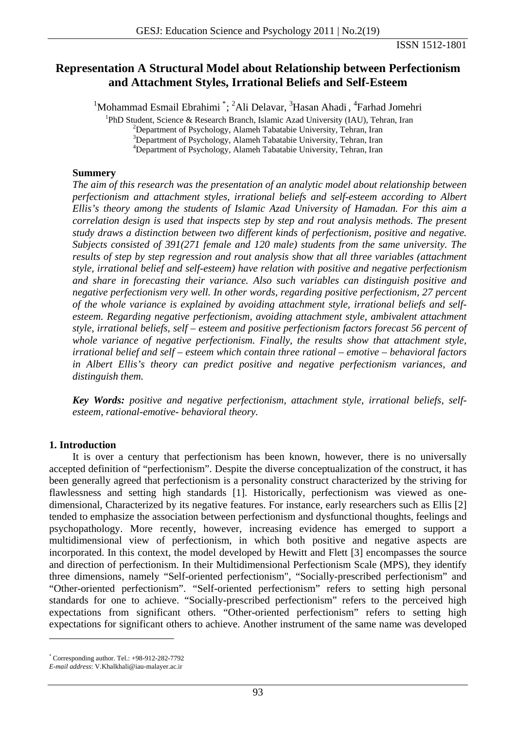ISSN 1512-1801

# Representation A Structural Model about Relationship between Perfectionism and Attachment Styles, Irrational Beliefs and Self-Esteem

[1]Mohammad Esmail Ebrahimi [*]; [2]Ali Delavar, [3]Hasan Ahadi , [4]Farhad Jomehri

[1]PhD Student, Science & Research Branch, Islamic Azad University (IAU), Tehran, Iran
[2]Department of Psychology, Alameh Tabatabie University, Tehran, Iran
[3]Department of Psychology, Alameh Tabatabie University, Tehran, Iran
[4]Department of Psychology, Alameh Tabatabie University, Tehran, Iran

**Summery**

*The aim of this research was the presentation of an analytic model about relationship between perfectionism and attachment styles, irrational beliefs and self-esteem according to Albert Ellis's theory among the students of Islamic Azad University of Hamadan. For this aim a correlation design is used that inspects step by step and rout analysis methods. The present study draws a distinction between two different kinds of perfectionism, positive and negative. Subjects consisted of 391(271 female and 120 male) students from the same university. The results of step by step regression and rout analysis show that all three variables (attachment style, irrational belief and self-esteem) have relation with positive and negative perfectionism and share in forecasting their variance. Also such variables can distinguish positive and negative perfectionism very well. In other words, regarding positive perfectionism, 27 percent of the whole variance is explained by avoiding attachment style, irrational beliefs and self-esteem. Regarding negative perfectionism, avoiding attachment style, ambivalent attachment style, irrational beliefs, self – esteem and positive perfectionism factors forecast 56 percent of whole variance of negative perfectionism. Finally, the results show that attachment style, irrational belief and self – esteem which contain three rational – emotive – behavioral factors in Albert Ellis's theory can predict positive and negative perfectionism variances, and distinguish them.*

***Key Words:*** *positive and negative perfectionism, attachment style, irrational beliefs, self-esteem, rational-emotive- behavioral theory.*

## 1. Introduction

It is over a century that perfectionism has been known, however, there is no universally accepted definition of "perfectionism". Despite the diverse conceptualization of the construct, it has been generally agreed that perfectionism is a personality construct characterized by the striving for flawlessness and setting high standards [1]. Historically, perfectionism was viewed as one-dimensional, Characterized by its negative features. For instance, early researchers such as Ellis [2] tended to emphasize the association between perfectionism and dysfunctional thoughts, feelings and psychopathology. More recently, however, increasing evidence has emerged to support a multidimensional view of perfectionism, in which both positive and negative aspects are incorporated. In this context, the model developed by Hewitt and Flett [3] encompasses the source and direction of perfectionism. In their Multidimensional Perfectionism Scale (MPS), they identify three dimensions, namely "Self-oriented perfectionism", "Socially-prescribed perfectionism" and "Other-oriented perfectionism". "Self-oriented perfectionism" refers to setting high personal standards for one to achieve. "Socially-prescribed perfectionism" refers to the perceived high expectations from significant others. "Other-oriented perfectionism" refers to setting high expectations for significant others to achieve. Another instrument of the same name was developed

---

[*] Corresponding author. Tel.: +98-912-282-7792
*E-mail address*: V.Khalkhali@iau-malayer.ac.ir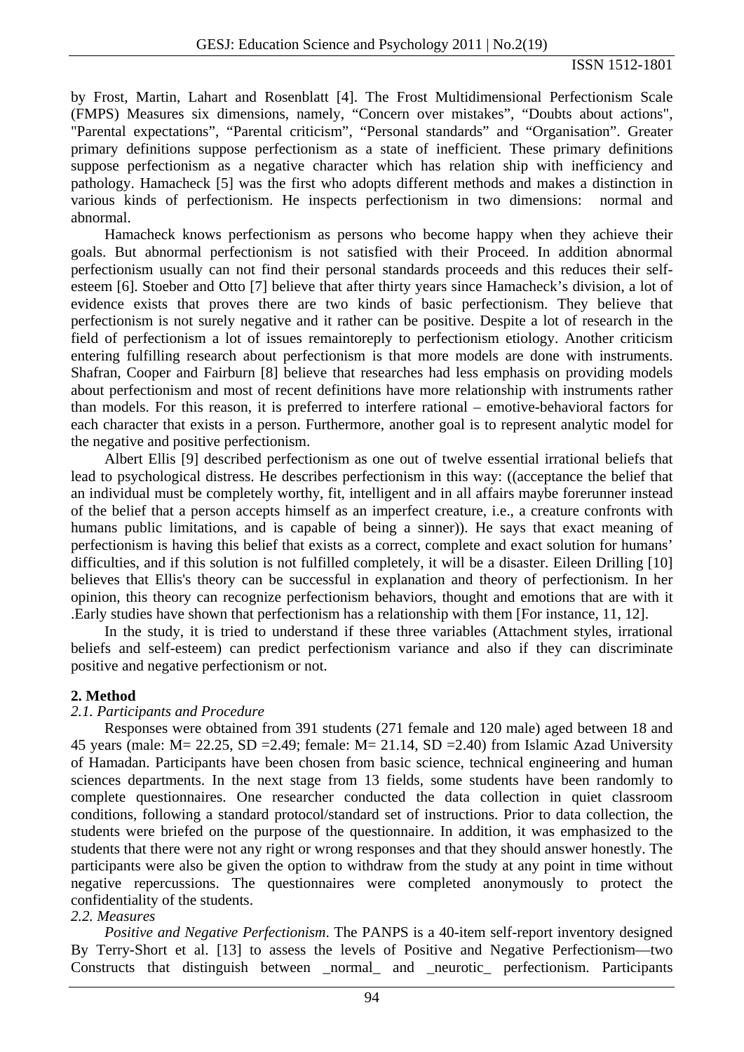by Frost, Martin, Lahart and Rosenblatt [4]. The Frost Multidimensional Perfectionism Scale (FMPS) Measures six dimensions, namely, "Concern over mistakes", "Doubts about actions", "Parental expectations", "Parental criticism", "Personal standards" and "Organisation". Greater primary definitions suppose perfectionism as a state of inefficient. These primary definitions suppose perfectionism as a negative character which has relation ship with inefficiency and pathology. Hamacheck [5] was the first who adopts different methods and makes a distinction in various kinds of perfectionism. He inspects perfectionism in two dimensions: normal and abnormal.

Hamacheck knows perfectionism as persons who become happy when they achieve their goals. But abnormal perfectionism is not satisfied with their Proceed. In addition abnormal perfectionism usually can not find their personal standards proceeds and this reduces their self-esteem [6]. Stoeber and Otto [7] believe that after thirty years since Hamacheck's division, a lot of evidence exists that proves there are two kinds of basic perfectionism. They believe that perfectionism is not surely negative and it rather can be positive. Despite a lot of research in the field of perfectionism a lot of issues remaintoreply to perfectionism etiology. Another criticism entering fulfilling research about perfectionism is that more models are done with instruments. Shafran, Cooper and Fairburn [8] believe that researches had less emphasis on providing models about perfectionism and most of recent definitions have more relationship with instruments rather than models. For this reason, it is preferred to interfere rational – emotive-behavioral factors for each character that exists in a person. Furthermore, another goal is to represent analytic model for the negative and positive perfectionism.

Albert Ellis [9] described perfectionism as one out of twelve essential irrational beliefs that lead to psychological distress. He describes perfectionism in this way: ((acceptance the belief that an individual must be completely worthy, fit, intelligent and in all affairs maybe forerunner instead of the belief that a person accepts himself as an imperfect creature, i.e., a creature confronts with humans public limitations, and is capable of being a sinner)). He says that exact meaning of perfectionism is having this belief that exists as a correct, complete and exact solution for humans' difficulties, and if this solution is not fulfilled completely, it will be a disaster. Eileen Drilling [10] believes that Ellis's theory can be successful in explanation and theory of perfectionism. In her opinion, this theory can recognize perfectionism behaviors, thought and emotions that are with it .Early studies have shown that perfectionism has a relationship with them [For instance, 11, 12].

In the study, it is tried to understand if these three variables (Attachment styles, irrational beliefs and self-esteem) can predict perfectionism variance and also if they can discriminate positive and negative perfectionism or not.

## 2. Method

### *2.1. Participants and Procedure*

Responses were obtained from 391 students (271 female and 120 male) aged between 18 and 45 years (male: M= 22.25, SD =2.49; female: M= 21.14, SD =2.40) from Islamic Azad University of Hamadan. Participants have been chosen from basic science, technical engineering and human sciences departments. In the next stage from 13 fields, some students have been randomly to complete questionnaires. One researcher conducted the data collection in quiet classroom conditions, following a standard protocol/standard set of instructions. Prior to data collection, the students were briefed on the purpose of the questionnaire. In addition, it was emphasized to the students that there were not any right or wrong responses and that they should answer honestly. The participants were also be given the option to withdraw from the study at any point in time without negative repercussions. The questionnaires were completed anonymously to protect the confidentiality of the students.

### *2.2. Measures*

*Positive and Negative Perfectionism*. The PANPS is a 40-item self-report inventory designed By Terry-Short et al. [13] to assess the levels of Positive and Negative Perfectionism—two Constructs that distinguish between _normal_ and _neurotic_ perfectionism. Participants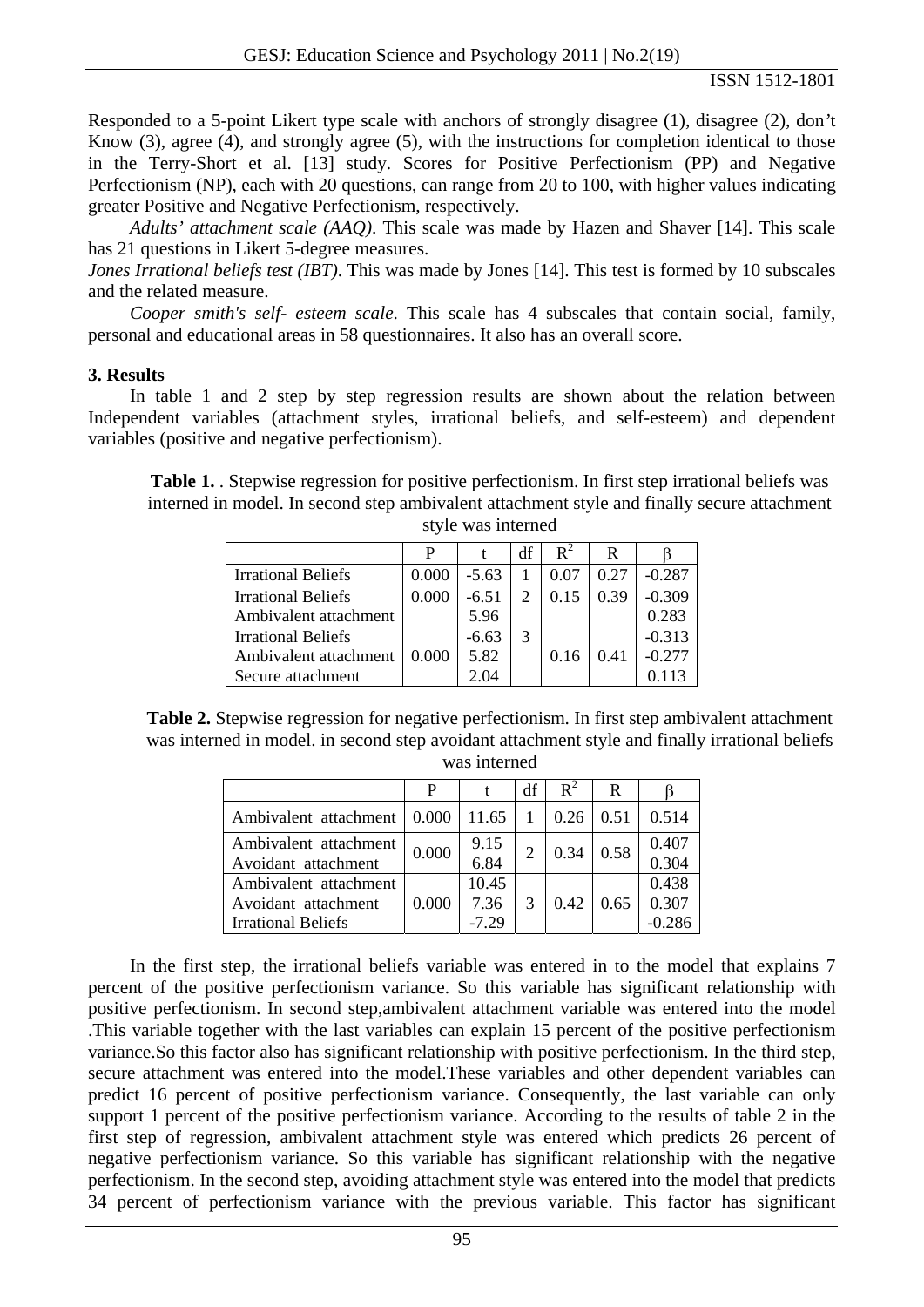Responded to a 5-point Likert type scale with anchors of strongly disagree (1), disagree (2), don't Know (3), agree (4), and strongly agree (5), with the instructions for completion identical to those in the Terry-Short et al. [13] study. Scores for Positive Perfectionism (PP) and Negative Perfectionism (NP), each with 20 questions, can range from 20 to 100, with higher values indicating greater Positive and Negative Perfectionism, respectively.

*Adults' attachment scale (AAQ)*. This scale was made by Hazen and Shaver [14]. This scale has 21 questions in Likert 5-degree measures.

*Jones Irrational beliefs test (IBT)*. This was made by Jones [14]. This test is formed by 10 subscales and the related measure.

*Cooper smith's self- esteem scale*. This scale has 4 subscales that contain social, family, personal and educational areas in 58 questionnaires. It also has an overall score.

## 3. Results

In table 1 and 2 step by step regression results are shown about the relation between Independent variables (attachment styles, irrational beliefs, and self-esteem) and dependent variables (positive and negative perfectionism).

**Table 1.** . Stepwise regression for positive perfectionism. In first step irrational beliefs was interned in model. In second step ambivalent attachment style and finally secure attachment style was interned

| | P | t | df | $R^2$ | R | β |
|---|---|---|---|---|---|---|
| Irrational Beliefs | 0.000 | -5.63 | 1 | 0.07 | 0.27 | -0.287 |
| Irrational Beliefs<br>Ambivalent attachment | 0.000 | -6.51<br>5.96 | 2 | 0.15 | 0.39 | -0.309<br>0.283 |
| Irrational Beliefs<br>Ambivalent attachment<br>Secure attachment | 0.000 | -6.63<br>5.82<br>2.04 | 3 | 0.16 | 0.41 | -0.313<br>-0.277<br>0.113 |

**Table 2.** Stepwise regression for negative perfectionism. In first step ambivalent attachment was interned in model. in second step avoidant attachment style and finally irrational beliefs was interned

| | P | t | df | $R^2$ | R | β |
|---|---|---|---|---|---|---|
| Ambivalent attachment | 0.000 | 11.65 | 1 | 0.26 | 0.51 | 0.514 |
| Ambivalent attachment<br>Avoidant attachment | 0.000 | 9.15<br>6.84 | 2 | 0.34 | 0.58 | 0.407<br>0.304 |
| Ambivalent attachment<br>Avoidant attachment<br>Irrational Beliefs | 0.000 | 10.45<br>7.36<br>-7.29 | 3 | 0.42 | 0.65 | 0.438<br>0.307<br>-0.286 |

In the first step, the irrational beliefs variable was entered in to the model that explains 7 percent of the positive perfectionism variance. So this variable has significant relationship with positive perfectionism. In second step,ambivalent attachment variable was entered into the model .This variable together with the last variables can explain 15 percent of the positive perfectionism variance.So this factor also has significant relationship with positive perfectionism. In the third step, secure attachment was entered into the model.These variables and other dependent variables can predict 16 percent of positive perfectionism variance. Consequently, the last variable can only support 1 percent of the positive perfectionism variance. According to the results of table 2 in the first step of regression, ambivalent attachment style was entered which predicts 26 percent of negative perfectionism variance. So this variable has significant relationship with the negative perfectionism. In the second step, avoiding attachment style was entered into the model that predicts 34 percent of perfectionism variance with the previous variable. This factor has significant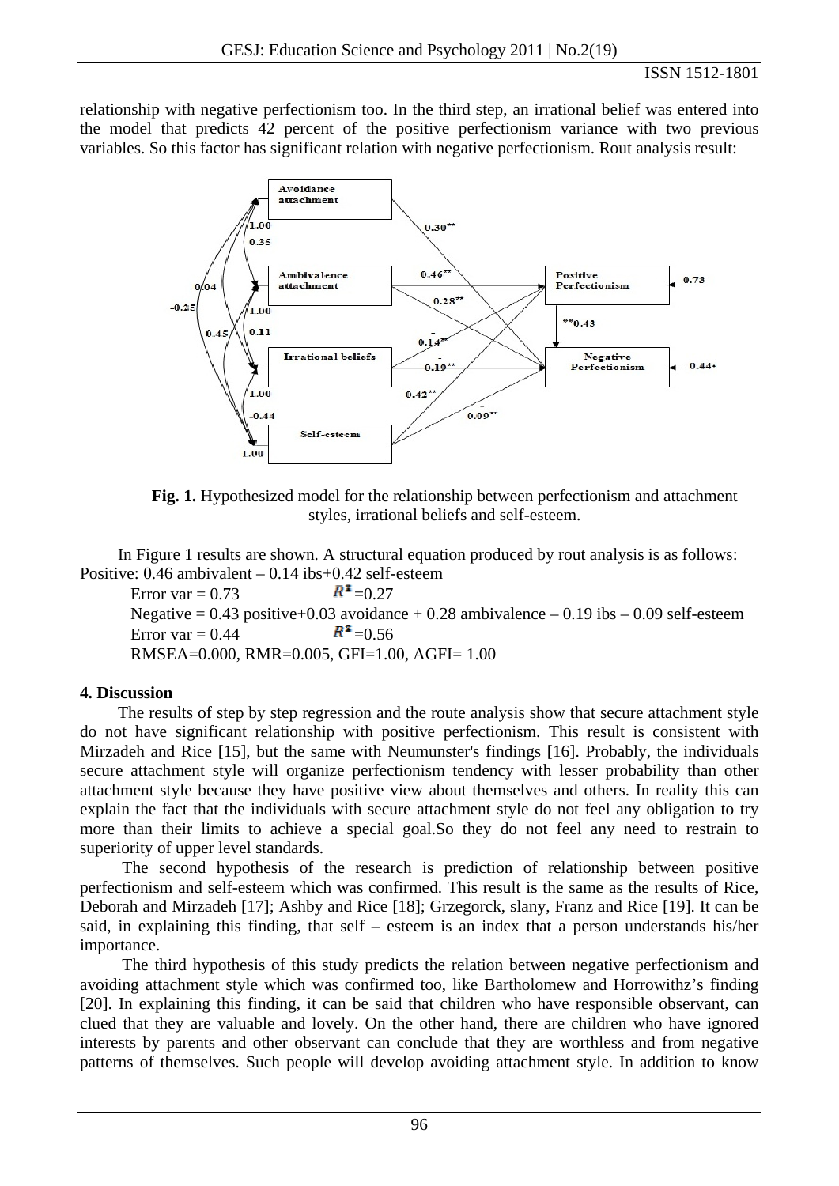relationship with negative perfectionism too. In the third step, an irrational belief was entered into the model that predicts 42 percent of the positive perfectionism variance with two previous variables. So this factor has significant relation with negative perfectionism. Rout analysis result:

**Fig. 1.** Hypothesized model for the relationship between perfectionism and attachment styles, irrational beliefs and self-esteem.

In Figure 1 results are shown. A structural equation produced by rout analysis is as follows:
Positive: 0.46 ambivalent – 0.14 ibs+0.42 self-esteem

Error var = 0.73 $R^2$ =0.27

Negative = 0.43 positive+0.03 avoidance + 0.28 ambivalence – 0.19 ibs – 0.09 self-esteem

Error var = 0.44 $R^2$ =0.56

RMSEA=0.000, RMR=0.005, GFI=1.00, AGFI= 1.00

## 4. Discussion

The results of step by step regression and the route analysis show that secure attachment style do not have significant relationship with positive perfectionism. This result is consistent with Mirzadeh and Rice [15], but the same with Neumunster's findings [16]. Probably, the individuals secure attachment style will organize perfectionism tendency with lesser probability than other attachment style because they have positive view about themselves and others. In reality this can explain the fact that the individuals with secure attachment style do not feel any obligation to try more than their limits to achieve a special goal.So they do not feel any need to restrain to superiority of upper level standards.

The second hypothesis of the research is prediction of relationship between positive perfectionism and self-esteem which was confirmed. This result is the same as the results of Rice, Deborah and Mirzadeh [17]; Ashby and Rice [18]; Grzegorck, slany, Franz and Rice [19]. It can be said, in explaining this finding, that self – esteem is an index that a person understands his/her importance.

The third hypothesis of this study predicts the relation between negative perfectionism and avoiding attachment style which was confirmed too, like Bartholomew and Horrowithz's finding [20]. In explaining this finding, it can be said that children who have responsible observant, can clued that they are valuable and lovely. On the other hand, there are children who have ignored interests by parents and other observant can conclude that they are worthless and from negative patterns of themselves. Such people will develop avoiding attachment style. In addition to know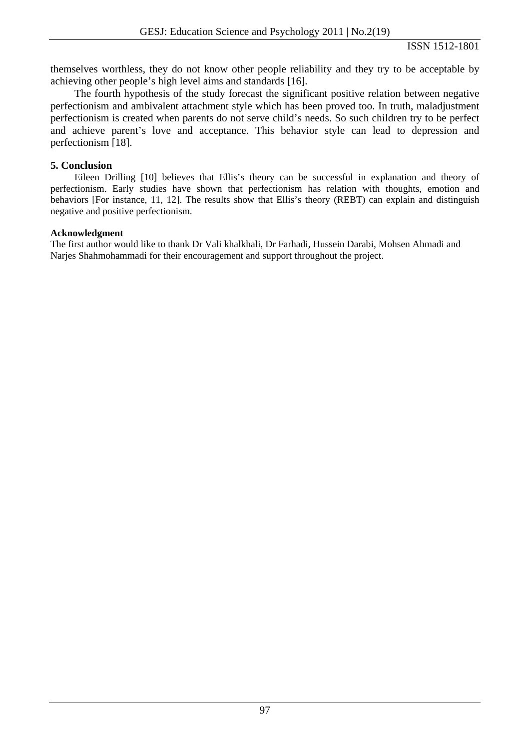themselves worthless, they do not know other people reliability and they try to be acceptable by achieving other people's high level aims and standards [16].

The fourth hypothesis of the study forecast the significant positive relation between negative perfectionism and ambivalent attachment style which has been proved too. In truth, maladjustment perfectionism is created when parents do not serve child's needs. So such children try to be perfect and achieve parent's love and acceptance. This behavior style can lead to depression and perfectionism [18].

## 5. Conclusion

Eileen Drilling [10] believes that Ellis's theory can be successful in explanation and theory of perfectionism. Early studies have shown that perfectionism has relation with thoughts, emotion and behaviors [For instance, 11, 12]. The results show that Ellis's theory (REBT) can explain and distinguish negative and positive perfectionism.

**Acknowledgment**

The first author would like to thank Dr Vali khalkhali, Dr Farhadi, Hussein Darabi, Mohsen Ahmadi and Narjes Shahmohammadi for their encouragement and support throughout the project.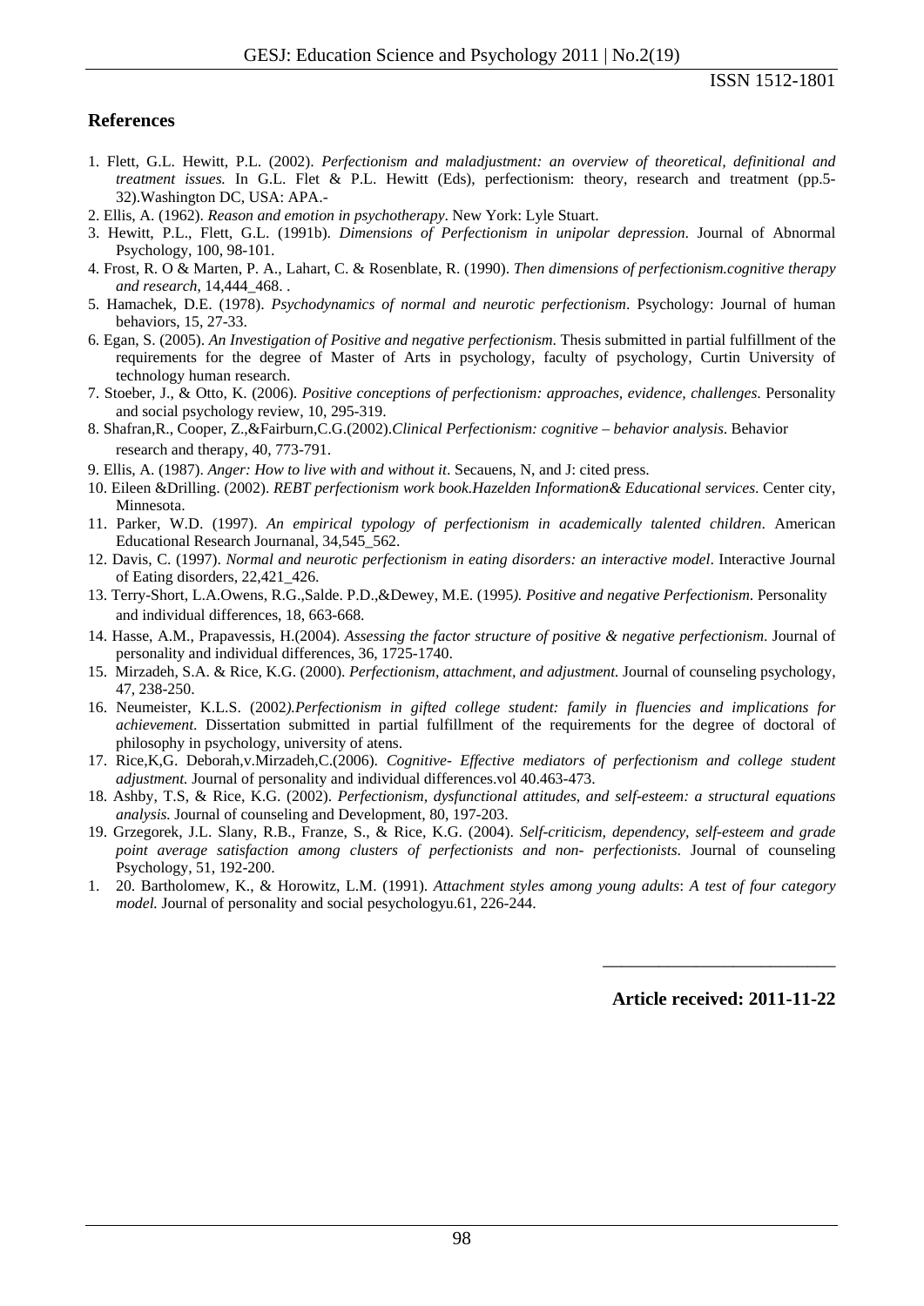## References

1. Flett, G.L. Hewitt, P.L. (2002). *Perfectionism and maladjustment: an overview of theoretical, definitional and treatment issues.* In G.L. Flet & P.L. Hewitt (Eds), perfectionism: theory, research and treatment (pp.5-32).Washington DC, USA: APA.-
2. Ellis, A. (1962). *Reason and emotion in psychotherapy*. New York: Lyle Stuart.
3. Hewitt, P.L., Flett, G.L. (1991b). *Dimensions of Perfectionism in unipolar depression.* Journal of Abnormal Psychology, 100, 98-101.
4. Frost, R. O & Marten, P. A., Lahart, C. & Rosenblate, R. (1990). *Then dimensions of perfectionism.cognitive therapy and research*, 14,444_468. .
5. Hamachek, D.E. (1978). *Psychodynamics of normal and neurotic perfectionism*. Psychology: Journal of human behaviors, 15, 27-33.
6. Egan, S. (2005). *An Investigation of Positive and negative perfectionism*. Thesis submitted in partial fulfillment of the requirements for the degree of Master of Arts in psychology, faculty of psychology, Curtin University of technology human research.
7. Stoeber, J., & Otto, K. (2006). *Positive conceptions of perfectionism: approaches, evidence, challenges*. Personality and social psychology review, 10, 295-319.
8. Shafran,R., Cooper, Z.,&Fairburn,C.G.(2002).*Clinical Perfectionism: cognitive – behavior analysis*. Behavior research and therapy, 40, 773-791.
9. Ellis, A. (1987). *Anger: How to live with and without it*. Secauens, N, and J: cited press.
10. Eileen &Drilling. (2002). *REBT perfectionism work book.Hazelden Information& Educational services*. Center city, Minnesota.
11. Parker, W.D. (1997). *An empirical typology of perfectionism in academically talented children*. American Educational Research Journanal, 34,545_562.
12. Davis, C. (1997). *Normal and neurotic perfectionism in eating disorders: an interactive model*. Interactive Journal of Eating disorders, 22,421_426.
13. Terry-Short, L.A.Owens, R.G.,Salde. P.D.,&Dewey, M.E. (1995*). Positive and negative Perfectionism*. Personality and individual differences, 18, 663-668.
14. Hasse, A.M., Prapavessis, H.(2004). *Assessing the factor structure of positive & negative perfectionism*. Journal of personality and individual differences, 36, 1725-1740.
15. Mirzadeh, S.A. & Rice, K.G. (2000). *Perfectionism, attachment, and adjustment.* Journal of counseling psychology, 47, 238-250.
16. Neumeister, K.L.S. (2002*).Perfectionism in gifted college student: family in fluencies and implications for achievement*. Dissertation submitted in partial fulfillment of the requirements for the degree of doctoral of philosophy in psychology, university of atens.
17. Rice,K,G. Deborah,v.Mirzadeh,C.(2006). *Cognitive- Effective mediators of perfectionism and college student adjustment.* Journal of personality and individual differences.vol 40.463-473.
18. Ashby, T.S, & Rice, K.G. (2002). *Perfectionism, dysfunctional attitudes, and self-esteem: a structural equations analysis.* Journal of counseling and Development, 80, 197-203.
19. Grzegorek, J.L. Slany, R.B., Franze, S., & Rice, K.G. (2004). *Self-criticism, dependency, self-esteem and grade point average satisfaction among clusters of perfectionists and non- perfectionists.* Journal of counseling Psychology, 51, 192-200.
20. Bartholomew, K., & Horowitz, L.M. (1991). *Attachment styles among young adults*: *A test of four category model.* Journal of personality and social pesychologyu.61, 226-244.

---

**Article received: 2011-11-22**